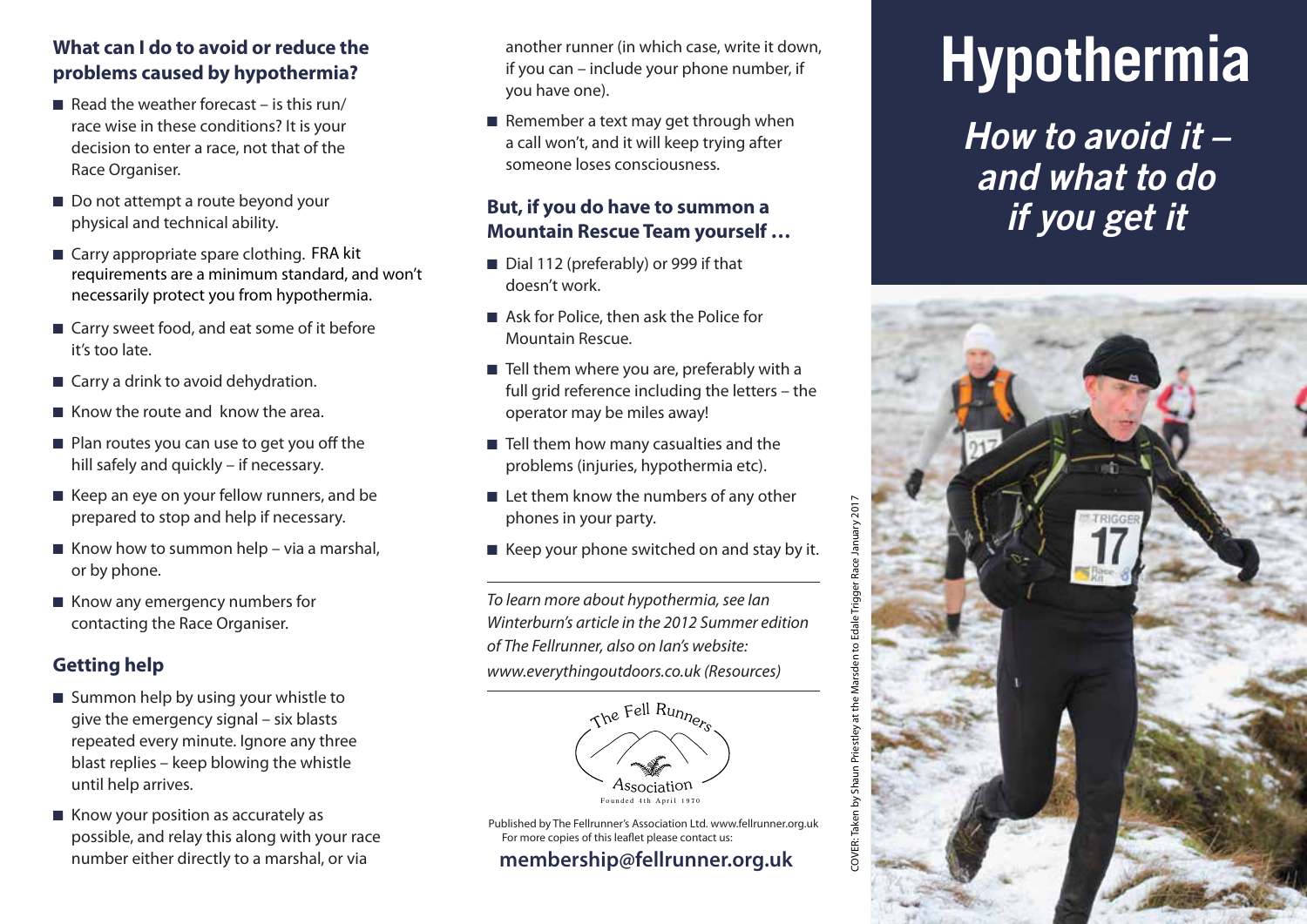### What can I do to avoid or reduce the problems caused by hypothermia?

- Read the weather forecast – is this run/race wise in these conditions? It is your decision to enter a race, not that of the Race Organiser.
- Do not attempt a route beyond your physical and technical ability.
- Carry appropriate spare clothing. FRA kit requirements are a minimum standard, and won't necessarily protect you from hypothermia.
- Carry sweet food, and eat some of it before it's too late.
- Carry a drink to avoid dehydration.
- Know the route and know the area.
- Plan routes you can use to get you off the hill safely and quickly – if necessary.
- Keep an eye on your fellow runners, and be prepared to stop and help if necessary.
- Know how to summon help – via a marshal, or by phone.
- Know any emergency numbers for contacting the Race Organiser.

### Getting help

- Summon help by using your whistle to give the emergency signal – six blasts repeated every minute. Ignore any three blast replies – keep blowing the whistle until help arrives.
- Know your position as accurately as possible, and relay this along with your race number either directly to a marshal, or via another runner (in which case, write it down, if you can – include your phone number, if you have one).
- Remember a text may get through when a call won't, and it will keep trying after someone loses consciousness.

### But, if you do have to summon a Mountain Rescue Team yourself …

- Dial 112 (preferably) or 999 if that doesn't work.
- Ask for Police, then ask the Police for Mountain Rescue.
- Tell them where you are, preferably with a full grid reference including the letters – the operator may be miles away!
- Tell them how many casualties and the problems (injuries, hypothermia etc).
- Let them know the numbers of any other phones in your party.
- Keep your phone switched on and stay by it.

---

*To learn more about hypothermia, see Ian Winterburn's article in the 2012 Summer edition of The Fellrunner, also on Ian's website: www.everythingoutdoors.co.uk (Resources)*

---

The Fell Runners Association
Founded 4th April 1970

Published by The Fellrunner's Association Ltd. www.fellrunner.org.uk
For more copies of this leaflet please contact us:

**membership@fellrunner.org.uk**

COVER: Taken by Shaun Priestley at the Marsden to Edale Trigger Race January 2017

# Hypothermia

## *How to avoid it – and what to do if you get it*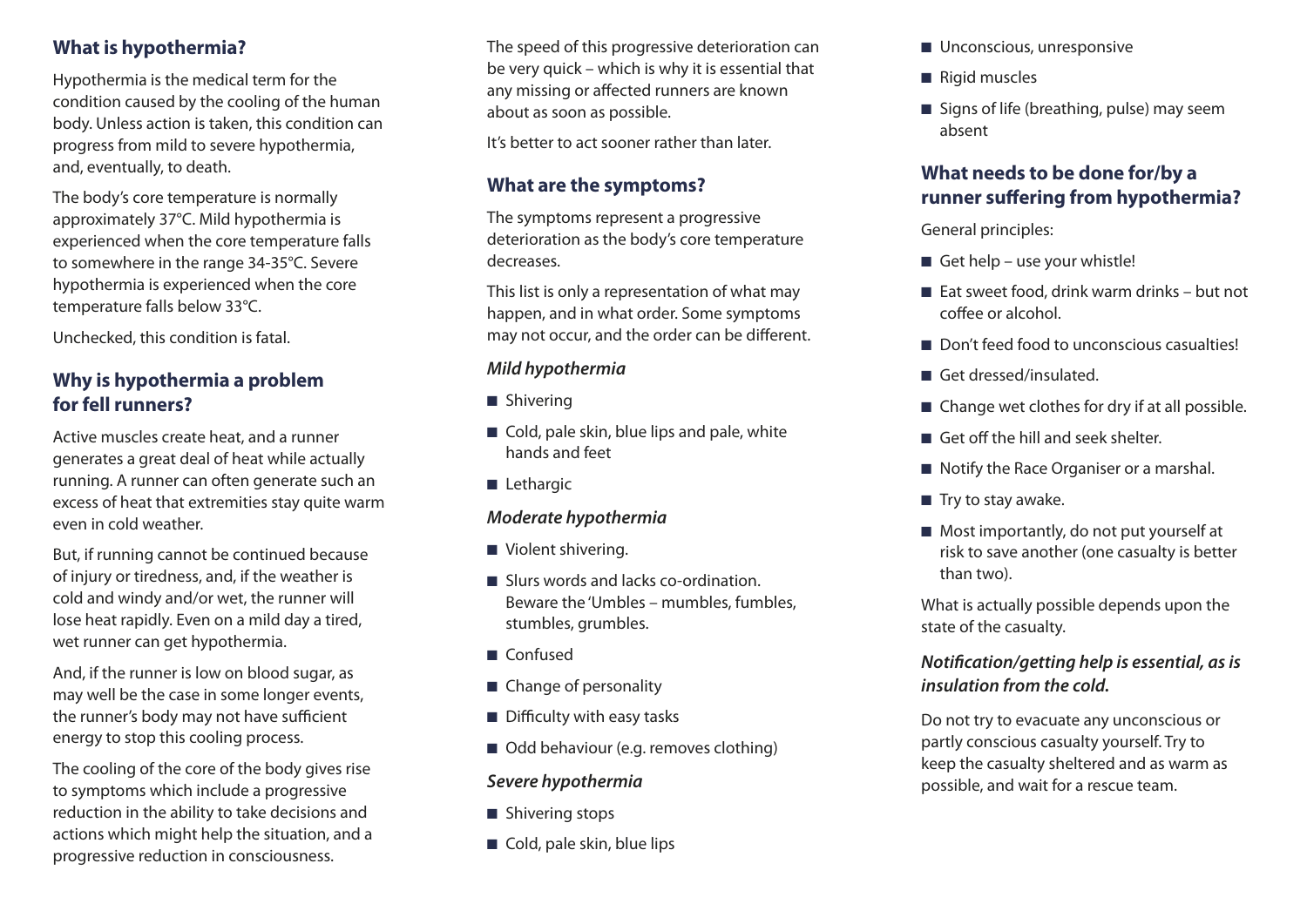## What is hypothermia?

Hypothermia is the medical term for the condition caused by the cooling of the human body. Unless action is taken, this condition can progress from mild to severe hypothermia, and, eventually, to death.

The body's core temperature is normally approximately 37°C. Mild hypothermia is experienced when the core temperature falls to somewhere in the range 34-35°C. Severe hypothermia is experienced when the core temperature falls below 33°C.

Unchecked, this condition is fatal.

## Why is hypothermia a problem for fell runners?

Active muscles create heat, and a runner generates a great deal of heat while actually running. A runner can often generate such an excess of heat that extremities stay quite warm even in cold weather.

But, if running cannot be continued because of injury or tiredness, and, if the weather is cold and windy and/or wet, the runner will lose heat rapidly. Even on a mild day a tired, wet runner can get hypothermia.

And, if the runner is low on blood sugar, as may well be the case in some longer events, the runner's body may not have sufficient energy to stop this cooling process.

The cooling of the core of the body gives rise to symptoms which include a progressive reduction in the ability to take decisions and actions which might help the situation, and a progressive reduction in consciousness.

The speed of this progressive deterioration can be very quick – which is why it is essential that any missing or affected runners are known about as soon as possible.

It's better to act sooner rather than later.

## What are the symptoms?

The symptoms represent a progressive deterioration as the body's core temperature decreases.

This list is only a representation of what may happen, and in what order. Some symptoms may not occur, and the order can be different.

### *Mild hypothermia*

- Shivering
- Cold, pale skin, blue lips and pale, white hands and feet
- Lethargic

### *Moderate hypothermia*

- Violent shivering.
- Slurs words and lacks co-ordination. Beware the 'Umbles – mumbles, fumbles, stumbles, grumbles.
- Confused
- Change of personality
- Difficulty with easy tasks
- Odd behaviour (e.g. removes clothing)

### *Severe hypothermia*

- Shivering stops
- Cold, pale skin, blue lips
- Unconscious, unresponsive
- Rigid muscles
- Signs of life (breathing, pulse) may seem absent

## What needs to be done for/by a runner suffering from hypothermia?

General principles:

- Get help – use your whistle!
- Eat sweet food, drink warm drinks – but not coffee or alcohol.
- Don't feed food to unconscious casualties!
- Get dressed/insulated.
- Change wet clothes for dry if at all possible.
- Get off the hill and seek shelter.
- Notify the Race Organiser or a marshal.
- Try to stay awake.
- Most importantly, do not put yourself at risk to save another (one casualty is better than two).

What is actually possible depends upon the state of the casualty.

***Notification/getting help is essential, as is insulation from the cold.***

Do not try to evacuate any unconscious or partly conscious casualty yourself. Try to keep the casualty sheltered and as warm as possible, and wait for a rescue team.